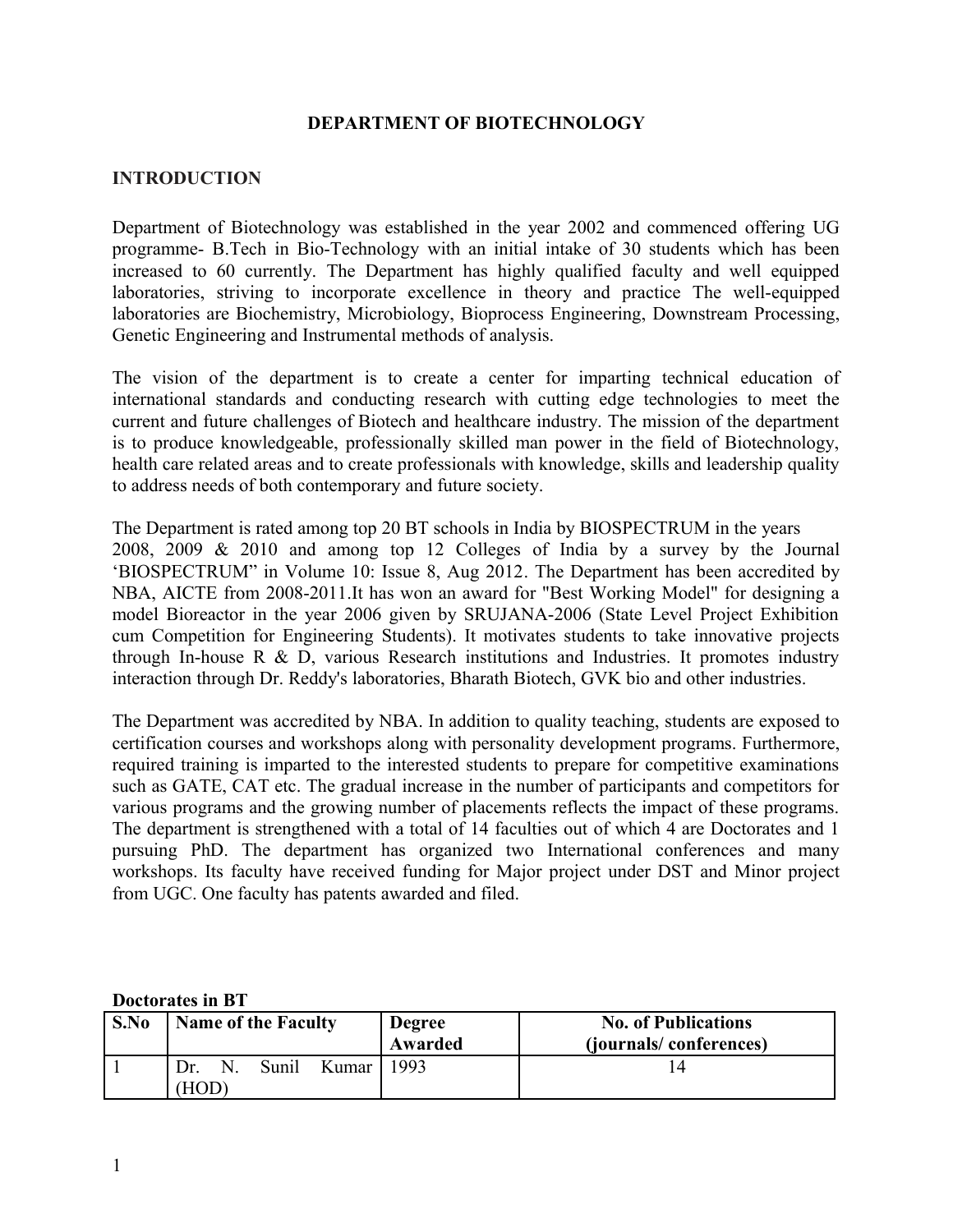# DEPARTMENT OF BIOTECHNOLOGY

## INTRODUCTION

Department of Biotechnology was established in the year 2002 and commenced offering UG programme- B.Tech in Bio-Technology with an initial intake of 30 students which has been increased to 60 currently. The Department has highly qualified faculty and well equipped laboratories, striving to incorporate excellence in theory and practice The well-equipped laboratories are Biochemistry, Microbiology, Bioprocess Engineering, Downstream Processing, Genetic Engineering and Instrumental methods of analysis.

The vision of the department is to create a center for imparting technical education of international standards and conducting research with cutting edge technologies to meet the current and future challenges of Biotech and healthcare industry. The mission of the department is to produce knowledgeable, professionally skilled man power in the field of Biotechnology, health care related areas and to create professionals with knowledge, skills and leadership quality to address needs of both contemporary and future society.

The Department is rated among top 20 BT schools in India by BIOSPECTRUM in the years 2008, 2009 & 2010 and among top 12 Colleges of India by a survey by the Journal 'BIOSPECTRUM" in Volume 10: Issue 8, Aug 2012. The Department has been accredited by NBA, AICTE from 2008-2011.It has won an award for "Best Working Model" for designing a model Bioreactor in the year 2006 given by SRUJANA-2006 (State Level Project Exhibition cum Competition for Engineering Students). It motivates students to take innovative projects through In-house R & D, various Research institutions and Industries. It promotes industry interaction through Dr. Reddy's laboratories, Bharath Biotech, GVK bio and other industries.

The Department was accredited by NBA. In addition to quality teaching, students are exposed to certification courses and workshops along with personality development programs. Furthermore, required training is imparted to the interested students to prepare for competitive examinations such as GATE, CAT etc. The gradual increase in the number of participants and competitors for various programs and the growing number of placements reflects the impact of these programs. The department is strengthened with a total of 14 faculties out of which 4 are Doctorates and 1 pursuing PhD. The department has organized two International conferences and many workshops. Its faculty have received funding for Major project under DST and Minor project from UGC. One faculty has patents awarded and filed.

**Doctorates in BT**

| S.No | Name of the Faculty | Degree Awarded | No. of Publications (journals/ conferences) |
|---|---|---|---|
| 1 | Dr. N. Sunil Kumar (HOD) | 1993 | 14 |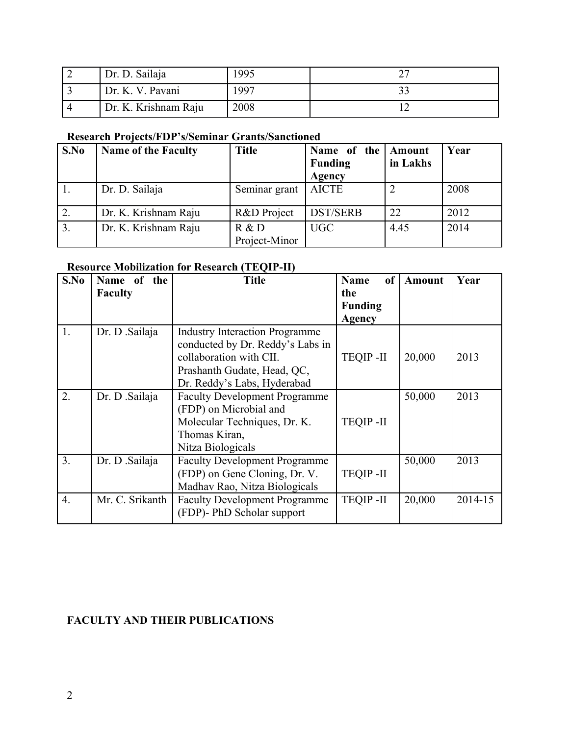| 2 | Dr. D. Sailaja | 1995 | 27 |
|---|---|---|---|
| 3 | Dr. K. V. Pavani | 1997 | 33 |
| 4 | Dr. K. Krishnam Raju | 2008 | 12 |

**Research Projects/FDP's/Seminar Grants/Sanctioned**

| S.No | Name of the Faculty | Title | Name of the Funding Agency | Amount in Lakhs | Year |
|---|---|---|---|---|---|
| 1. | Dr. D. Sailaja | Seminar grant | AICTE | 2 | 2008 |
| 2. | Dr. K. Krishnam Raju | R&D Project | DST/SERB | 22 | 2012 |
| 3. | Dr. K. Krishnam Raju | R & D Project-Minor | UGC | 4.45 | 2014 |

**Resource Mobilization for Research (TEQIP-II)**

| S.No | Name of the Faculty | Title | Name of the Funding Agency | Amount | Year |
|---|---|---|---|---|---|
| 1. | Dr. D .Sailaja | Industry Interaction Programme conducted by Dr. Reddy's Labs in collaboration with CII. Prashanth Gudate, Head, QC, Dr. Reddy's Labs, Hyderabad | TEQIP -II | 20,000 | 2013 |
| 2. | Dr. D .Sailaja | Faculty Development Programme (FDP) on Microbial and Molecular Techniques, Dr. K. Thomas Kiran, Nitza Biologicals | TEQIP -II | 50,000 | 2013 |
| 3. | Dr. D .Sailaja | Faculty Development Programme (FDP) on Gene Cloning, Dr. V. Madhav Rao, Nitza Biologicals | TEQIP -II | 50,000 | 2013 |
| 4. | Mr. C. Srikanth | Faculty Development Programme (FDP)- PhD Scholar support | TEQIP -II | 20,000 | 2014-15 |

**FACULTY AND THEIR PUBLICATIONS**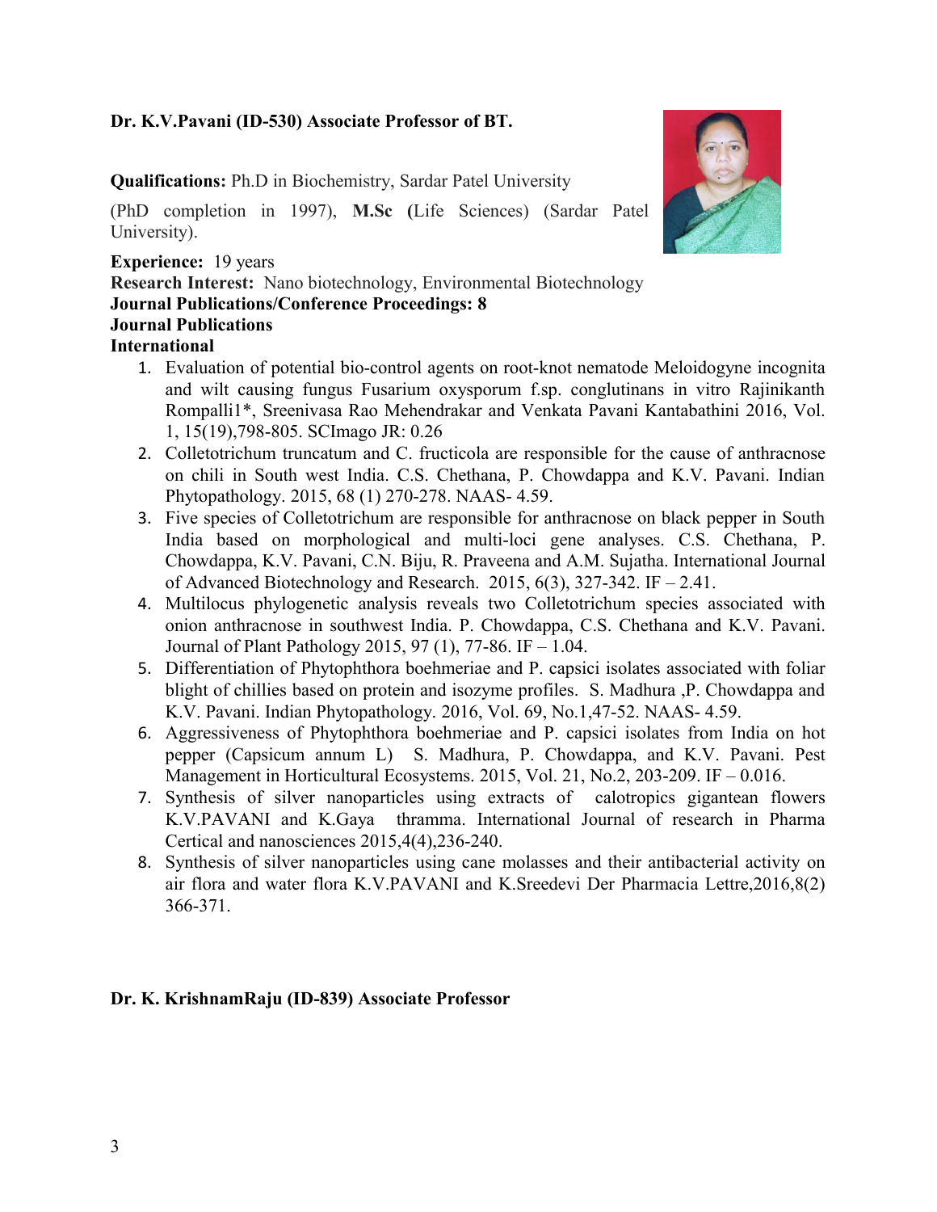**Dr. K.V.Pavani (ID-530) Associate Professor of BT.**

**Qualifications:** Ph.D in Biochemistry, Sardar Patel University

(PhD completion in 1997), **M.Sc (**Life Sciences) (Sardar Patel University).

**Experience:** 19 years
**Research Interest:** Nano biotechnology, Environmental Biotechnology
**Journal Publications/Conference Proceedings: 8**
**Journal Publications**
**International**

1. Evaluation of potential bio-control agents on root-knot nematode Meloidogyne incognita and wilt causing fungus Fusarium oxysporum f.sp. conglutinans in vitro Rajinikanth Rompalli1*, Sreenivasa Rao Mehendrakar and Venkata Pavani Kantabathini 2016, Vol. 1, 15(19),798-805. SCImago JR: 0.26
2. Colletotrichum truncatum and C. fructicola are responsible for the cause of anthracnose on chili in South west India. C.S. Chethana, P. Chowdappa and K.V. Pavani. Indian Phytopathology. 2015, 68 (1) 270-278. NAAS- 4.59.
3. Five species of Colletotrichum are responsible for anthracnose on black pepper in South India based on morphological and multi-loci gene analyses. C.S. Chethana, P. Chowdappa, K.V. Pavani, C.N. Biju, R. Praveena and A.M. Sujatha. International Journal of Advanced Biotechnology and Research. 2015, 6(3), 327-342. IF – 2.41.
4. Multilocus phylogenetic analysis reveals two Colletotrichum species associated with onion anthracnose in southwest India. P. Chowdappa, C.S. Chethana and K.V. Pavani. Journal of Plant Pathology 2015, 97 (1), 77-86. IF – 1.04.
5. Differentiation of Phytophthora boehmeriae and P. capsici isolates associated with foliar blight of chillies based on protein and isozyme profiles. S. Madhura ,P. Chowdappa and K.V. Pavani. Indian Phytopathology. 2016, Vol. 69, No.1,47-52. NAAS- 4.59.
6. Aggressiveness of Phytophthora boehmeriae and P. capsici isolates from India on hot pepper (Capsicum annum L) S. Madhura, P. Chowdappa, and K.V. Pavani. Pest Management in Horticultural Ecosystems. 2015, Vol. 21, No.2, 203-209. IF – 0.016.
7. Synthesis of silver nanoparticles using extracts of calotropics gigantean flowers K.V.PAVANI and K.Gaya thramma. International Journal of research in Pharma Certical and nanosciences 2015,4(4),236-240.
8. Synthesis of silver nanoparticles using cane molasses and their antibacterial activity on air flora and water flora K.V.PAVANI and K.Sreedevi Der Pharmacia Lettre,2016,8(2) 366-371.

**Dr. K. KrishnamRaju (ID-839) Associate Professor**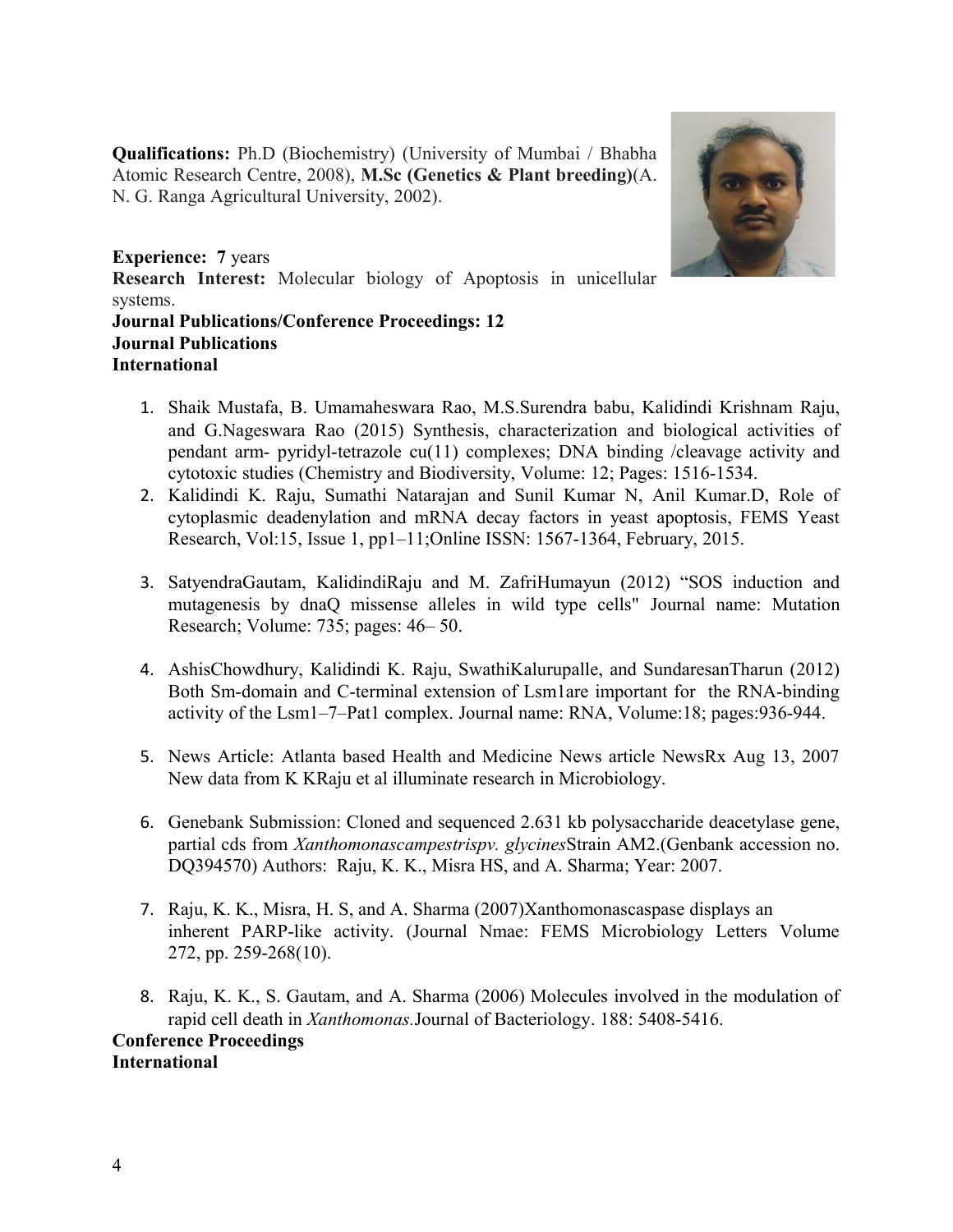**Qualifications:** Ph.D (Biochemistry) (University of Mumbai / Bhabha Atomic Research Centre, 2008), **M.Sc (Genetics & Plant breeding)**(A. N. G. Ranga Agricultural University, 2002).

**Experience: 7** years

**Research Interest:** Molecular biology of Apoptosis in unicellular systems.

**Journal Publications/Conference Proceedings: 12**

**Journal Publications**

**International**

1. Shaik Mustafa, B. Umamaheswara Rao, M.S.Surendra babu, Kalidindi Krishnam Raju, and G.Nageswara Rao (2015) Synthesis, characterization and biological activities of pendant arm- pyridyl-tetrazole cu(11) complexes; DNA binding /cleavage activity and cytotoxic studies (Chemistry and Biodiversity, Volume: 12; Pages: 1516-1534.
2. Kalidindi K. Raju, Sumathi Natarajan and Sunil Kumar N, Anil Kumar.D, Role of cytoplasmic deadenylation and mRNA decay factors in yeast apoptosis, FEMS Yeast Research, Vol:15, Issue 1, pp1–11;Online ISSN: 1567-1364, February, 2015.
3. SatyendraGautam, KalidindiRaju and M. ZafriHumayun (2012) "SOS induction and mutagenesis by dnaQ missense alleles in wild type cells" Journal name: Mutation Research; Volume: 735; pages: 46– 50.
4. AshisChowdhury, Kalidindi K. Raju, SwathiKalurupalle, and SundaresanTharun (2012) Both Sm-domain and C-terminal extension of Lsm1are important for the RNA-binding activity of the Lsm1–7–Pat1 complex. Journal name: RNA, Volume:18; pages:936-944.
5. News Article: Atlanta based Health and Medicine News article NewsRx Aug 13, 2007 New data from K KRaju et al illuminate research in Microbiology.
6. Genebank Submission: Cloned and sequenced 2.631 kb polysaccharide deacetylase gene, partial cds from *Xanthomonascampestrispv. glycines*Strain AM2.(Genbank accession no. DQ394570) Authors: Raju, K. K., Misra HS, and A. Sharma; Year: 2007.
7. Raju, K. K., Misra, H. S, and A. Sharma (2007)Xanthomonascaspase displays an inherent PARP-like activity. (Journal Nmae: FEMS Microbiology Letters Volume 272, pp. 259-268(10).
8. Raju, K. K., S. Gautam, and A. Sharma (2006) Molecules involved in the modulation of rapid cell death in *Xanthomonas.*Journal of Bacteriology. 188: 5408-5416.

**Conference Proceedings**

**International**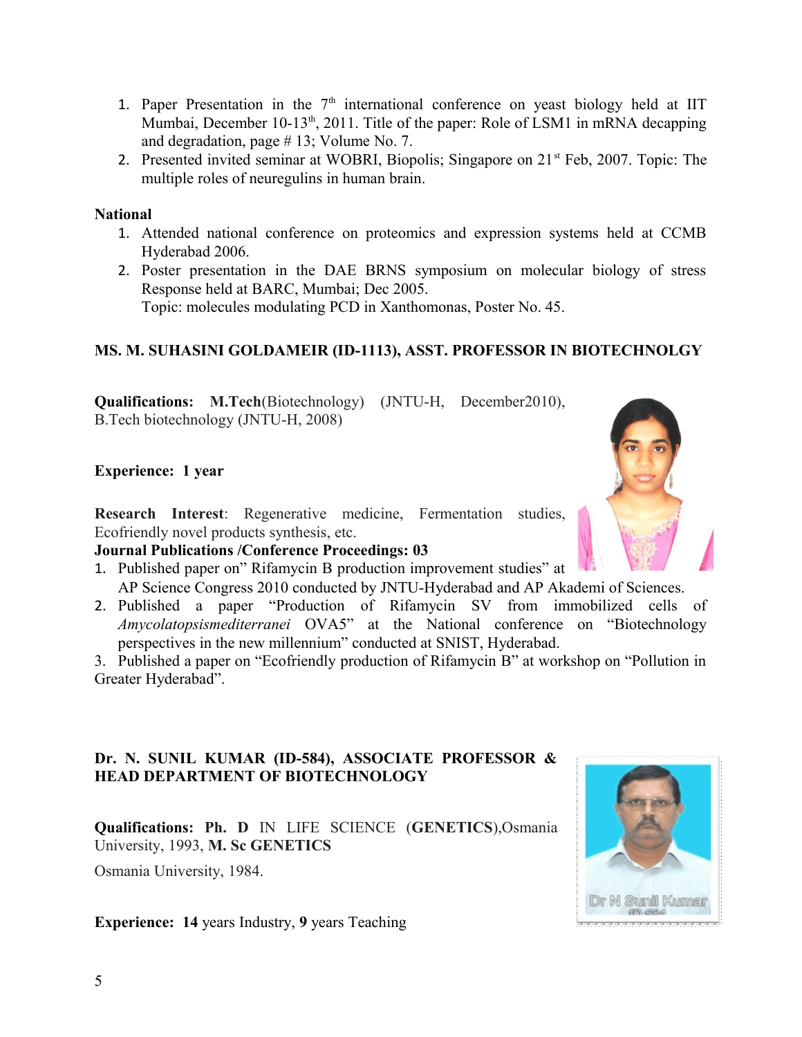1. Paper Presentation in the 7th international conference on yeast biology held at IIT Mumbai, December 10-13th, 2011. Title of the paper: Role of LSM1 in mRNA decapping and degradation, page # 13; Volume No. 7.
2. Presented invited seminar at WOBRI, Biopolis; Singapore on 21st Feb, 2007. Topic: The multiple roles of neuregulins in human brain.

**National**

1. Attended national conference on proteomics and expression systems held at CCMB Hyderabad 2006.
2. Poster presentation in the DAE BRNS symposium on molecular biology of stress Response held at BARC, Mumbai; Dec 2005.
   Topic: molecules modulating PCD in Xanthomonas, Poster No. 45.

**MS. M. SUHASINI GOLDAMEIR (ID-1113), ASST. PROFESSOR IN BIOTECHNOLGY**

**Qualifications: M.Tech**(Biotechnology) (JNTU-H, December2010), B.Tech biotechnology (JNTU-H, 2008)

**Experience: 1 year**

**Research Interest**: Regenerative medicine, Fermentation studies, Ecofriendly novel products synthesis, etc.

**Journal Publications /Conference Proceedings: 03**

1. Published paper on" Rifamycin B production improvement studies" at AP Science Congress 2010 conducted by JNTU-Hyderabad and AP Akademi of Sciences.
2. Published a paper "Production of Rifamycin SV from immobilized cells of *Amycolatopsismediterranei* OVA5" at the National conference on "Biotechnology perspectives in the new millennium" conducted at SNIST, Hyderabad.
3. Published a paper on "Ecofriendly production of Rifamycin B" at workshop on "Pollution in Greater Hyderabad".

**Dr. N. SUNIL KUMAR (ID-584), ASSOCIATE PROFESSOR & HEAD DEPARTMENT OF BIOTECHNOLOGY**

**Qualifications: Ph. D** IN LIFE SCIENCE (**GENETICS**),Osmania University, 1993, **M. Sc GENETICS**

Osmania University, 1984.

**Experience: 14** years Industry, **9** years Teaching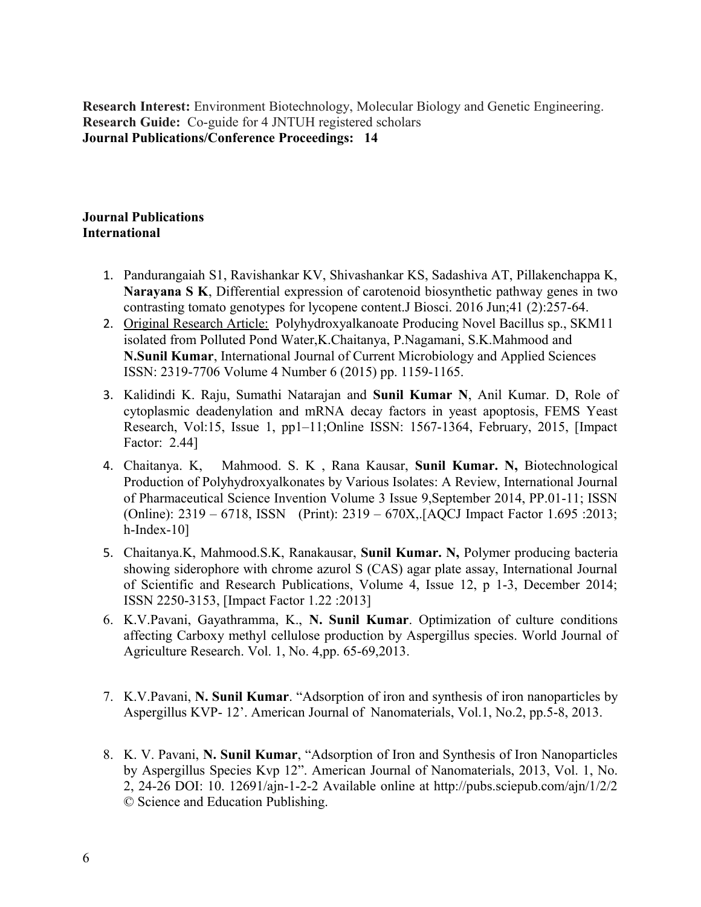**Research Interest:** Environment Biotechnology, Molecular Biology and Genetic Engineering.
**Research Guide:** Co-guide for 4 JNTUH registered scholars
**Journal Publications/Conference Proceedings: 14**

**Journal Publications**
**International**

1. Pandurangaiah S1, Ravishankar KV, Shivashankar KS, Sadashiva AT, Pillakenchappa K, **Narayana S K**, Differential expression of carotenoid biosynthetic pathway genes in two contrasting tomato genotypes for lycopene content.J Biosci. 2016 Jun;41 (2):257-64.
2. Original Research Article: Polyhydroxyalkanoate Producing Novel Bacillus sp., SKM11 isolated from Polluted Pond Water,K.Chaitanya, P.Nagamani, S.K.Mahmood and **N.Sunil Kumar**, International Journal of Current Microbiology and Applied Sciences ISSN: 2319-7706 Volume 4 Number 6 (2015) pp. 1159-1165.
3. Kalidindi K. Raju, Sumathi Natarajan and **Sunil Kumar N**, Anil Kumar. D, Role of cytoplasmic deadenylation and mRNA decay factors in yeast apoptosis, FEMS Yeast Research, Vol:15, Issue 1, pp1–11;Online ISSN: 1567-1364, February, 2015, [Impact Factor: 2.44]
4. Chaitanya. K, Mahmood. S. K , Rana Kausar, **Sunil Kumar. N,** Biotechnological Production of Polyhydroxyalkonates by Various Isolates: A Review, International Journal of Pharmaceutical Science Invention Volume 3 Issue 9,September 2014, PP.01-11; ISSN (Online): 2319 – 6718, ISSN (Print): 2319 – 670X,.[AQCJ Impact Factor 1.695 :2013; h-Index-10]
5. Chaitanya.K, Mahmood.S.K, Ranakausar, **Sunil Kumar. N,** Polymer producing bacteria showing siderophore with chrome azurol S (CAS) agar plate assay, International Journal of Scientific and Research Publications, Volume 4, Issue 12, p 1-3, December 2014; ISSN 2250-3153, [Impact Factor 1.22 :2013]
6. K.V.Pavani, Gayathramma, K., **N. Sunil Kumar**. Optimization of culture conditions affecting Carboxy methyl cellulose production by Aspergillus species. World Journal of Agriculture Research. Vol. 1, No. 4,pp. 65-69,2013.
7. K.V.Pavani, **N. Sunil Kumar**. "Adsorption of iron and synthesis of iron nanoparticles by Aspergillus KVP- 12'. American Journal of Nanomaterials, Vol.1, No.2, pp.5-8, 2013.
8. K. V. Pavani, **N. Sunil Kumar**, "Adsorption of Iron and Synthesis of Iron Nanoparticles by Aspergillus Species Kvp 12". American Journal of Nanomaterials, 2013, Vol. 1, No. 2, 24-26 DOI: 10. 12691/ajn-1-2-2 Available online at http://pubs.sciepub.com/ajn/1/2/2 © Science and Education Publishing.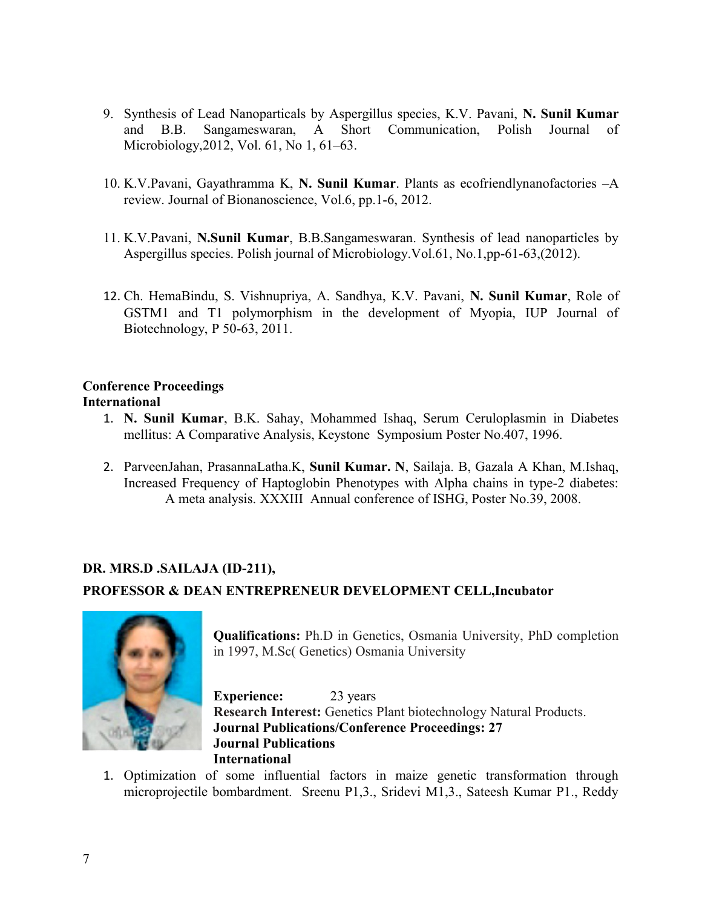9. Synthesis of Lead Nanoparticals by Aspergillus species, K.V. Pavani, **N. Sunil Kumar** and B.B. Sangameswaran, A Short Communication, Polish Journal of Microbiology,2012, Vol. 61, No 1, 61–63.

10. K.V.Pavani, Gayathramma K, **N. Sunil Kumar**. Plants as ecofriendlynanofactories –A review. Journal of Bionanoscience, Vol.6, pp.1-6, 2012.

11. K.V.Pavani, **N.Sunil Kumar**, B.B.Sangameswaran. Synthesis of lead nanoparticles by Aspergillus species. Polish journal of Microbiology.Vol.61, No.1,pp-61-63,(2012).

12. Ch. HemaBindu, S. Vishnupriya, A. Sandhya, K.V. Pavani, **N. Sunil Kumar**, Role of GSTM1 and T1 polymorphism in the development of Myopia, IUP Journal of Biotechnology, P 50-63, 2011.

**Conference Proceedings**

**International**

1. **N. Sunil Kumar**, B.K. Sahay, Mohammed Ishaq, Serum Ceruloplasmin in Diabetes mellitus: A Comparative Analysis, Keystone Symposium Poster No.407, 1996.

2. ParveenJahan, PrasannaLatha.K, **Sunil Kumar. N**, Sailaja. B, Gazala A Khan, M.Ishaq, Increased Frequency of Haptoglobin Phenotypes with Alpha chains in type-2 diabetes: A meta analysis. XXXIII Annual conference of ISHG, Poster No.39, 2008.

**DR. MRS.D .SAILAJA (ID-211),**

**PROFESSOR & DEAN ENTREPRENEUR DEVELOPMENT CELL,Incubator**

**Qualifications:** Ph.D in Genetics, Osmania University, PhD completion in 1997, M.Sc( Genetics) Osmania University

**Experience:** 23 years

**Research Interest:** Genetics Plant biotechnology Natural Products.

**Journal Publications/Conference Proceedings: 27**

**Journal Publications**

**International**

1. Optimization of some influential factors in maize genetic transformation through microprojectile bombardment. Sreenu P1,3., Sridevi M1,3., Sateesh Kumar P1., Reddy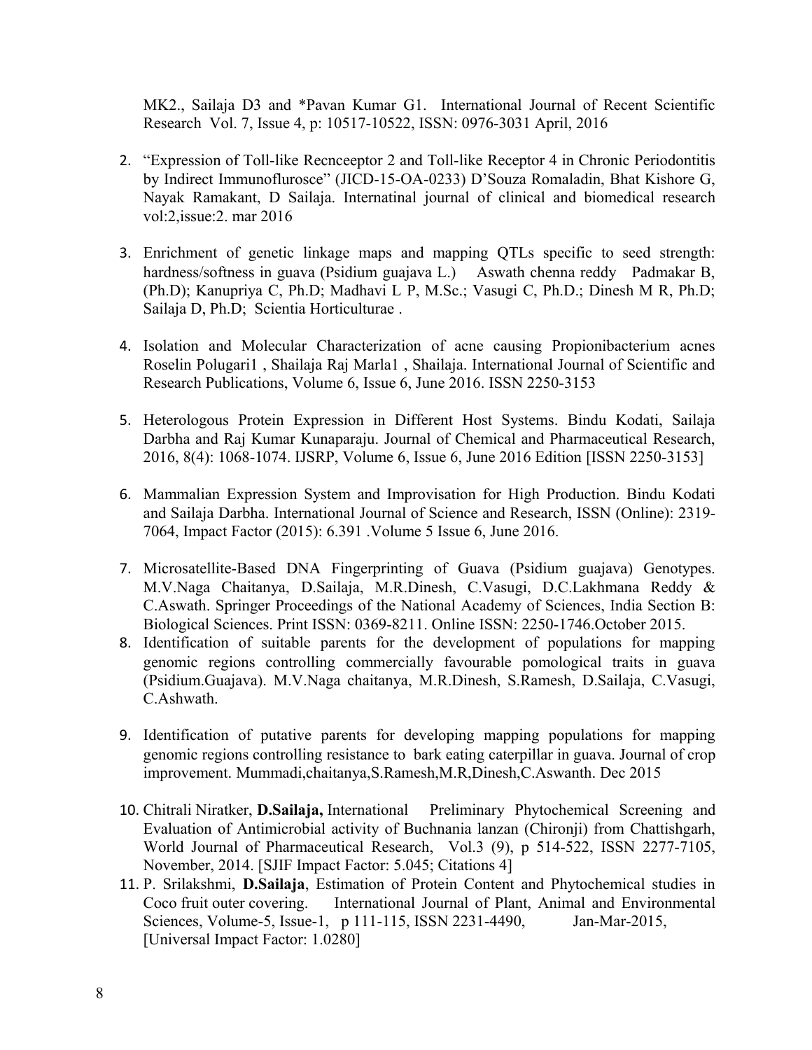MK2., Sailaja D3 and *Pavan Kumar G1. International Journal of Recent Scientific Research Vol. 7, Issue 4, p: 10517-10522, ISSN: 0976-3031 April, 2016

2. "Expression of Toll-like Recnceeptor 2 and Toll-like Receptor 4 in Chronic Periodontitis by Indirect Immunoflurosce" (JICD-15-OA-0233) D'Souza Romaladin, Bhat Kishore G, Nayak Ramakant, D Sailaja. Internatinal journal of clinical and biomedical research vol:2,issue:2. mar 2016

3. Enrichment of genetic linkage maps and mapping QTLs specific to seed strength: hardness/softness in guava (Psidium guajava L.) Aswath chenna reddy Padmakar B, (Ph.D); Kanupriya C, Ph.D; Madhavi L P, M.Sc.; Vasugi C, Ph.D.; Dinesh M R, Ph.D; Sailaja D, Ph.D; Scientia Horticulturae .

4. Isolation and Molecular Characterization of acne causing Propionibacterium acnes Roselin Polugari1 , Shailaja Raj Marla1 , Shailaja. International Journal of Scientific and Research Publications, Volume 6, Issue 6, June 2016. ISSN 2250-3153

5. Heterologous Protein Expression in Different Host Systems. Bindu Kodati, Sailaja Darbha and Raj Kumar Kunaparaju. Journal of Chemical and Pharmaceutical Research, 2016, 8(4): 1068-1074. IJSRP, Volume 6, Issue 6, June 2016 Edition [ISSN 2250-3153]

6. Mammalian Expression System and Improvisation for High Production. Bindu Kodati and Sailaja Darbha. International Journal of Science and Research, ISSN (Online): 2319-7064, Impact Factor (2015): 6.391 .Volume 5 Issue 6, June 2016.

7. Microsatellite-Based DNA Fingerprinting of Guava (Psidium guajava) Genotypes. M.V.Naga Chaitanya, D.Sailaja, M.R.Dinesh, C.Vasugi, D.C.Lakhmana Reddy & C.Aswath. Springer Proceedings of the National Academy of Sciences, India Section B: Biological Sciences. Print ISSN: 0369-8211. Online ISSN: 2250-1746.October 2015.

8. Identification of suitable parents for the development of populations for mapping genomic regions controlling commercially favourable pomological traits in guava (Psidium.Guajava). M.V.Naga chaitanya, M.R.Dinesh, S.Ramesh, D.Sailaja, C.Vasugi, C.Ashwath.

9. Identification of putative parents for developing mapping populations for mapping genomic regions controlling resistance to bark eating caterpillar in guava. Journal of crop improvement. Mummadi,chaitanya,S.Ramesh,M.R,Dinesh,C.Aswanth. Dec 2015

10. Chitrali Niratker, **D.Sailaja,** International Preliminary Phytochemical Screening and Evaluation of Antimicrobial activity of Buchnania lanzan (Chironji) from Chattishgarh, World Journal of Pharmaceutical Research, Vol.3 (9), p 514-522, ISSN 2277-7105, November, 2014. [SJIF Impact Factor: 5.045; Citations 4]

11. P. Srilakshmi, **D.Sailaja**, Estimation of Protein Content and Phytochemical studies in Coco fruit outer covering. International Journal of Plant, Animal and Environmental Sciences, Volume-5, Issue-1, p 111-115, ISSN 2231-4490, Jan-Mar-2015, [Universal Impact Factor: 1.0280]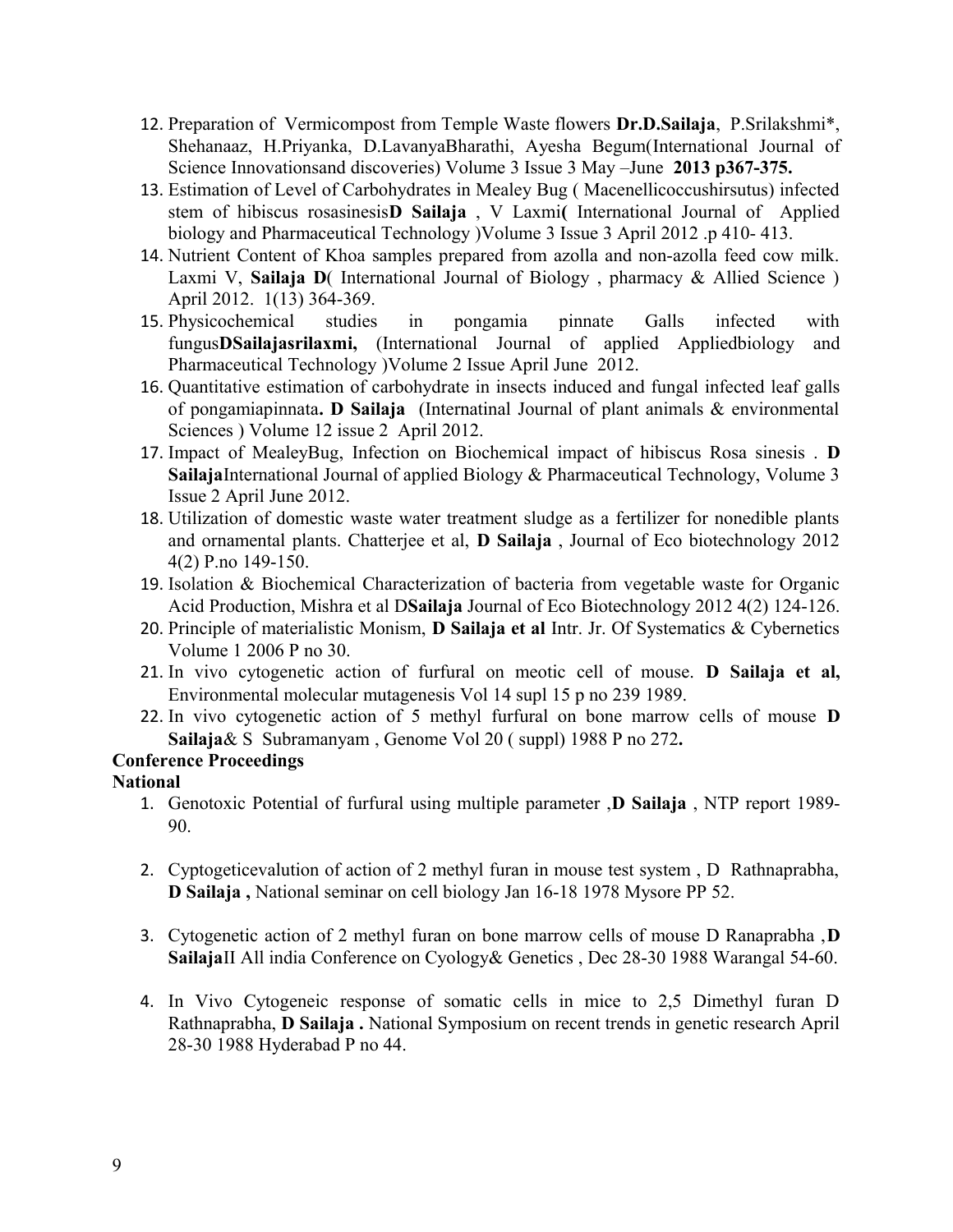12. Preparation of Vermicompost from Temple Waste flowers **Dr.D.Sailaja**, P.Srilakshmi*, Shehanaaz, H.Priyanka, D.LavanyaBharathi, Ayesha Begum(International Journal of Science Innovationsand discoveries) Volume 3 Issue 3 May –June **2013 p367-375.**
13. Estimation of Level of Carbohydrates in Mealey Bug ( Macenellicoccushirsutus) infected stem of hibiscus rosasinesis**D Sailaja** , V Laxmi**(** International Journal of Applied biology and Pharmaceutical Technology )Volume 3 Issue 3 April 2012 .p 410- 413.
14. Nutrient Content of Khoa samples prepared from azolla and non-azolla feed cow milk. Laxmi V, **Sailaja D**( International Journal of Biology , pharmacy & Allied Science ) April 2012. 1(13) 364-369.
15. Physicochemical studies in pongamia pinnate Galls infected with fungus**DSailajasrilaxmi,** (International Journal of applied Appliedbiology and Pharmaceutical Technology )Volume 2 Issue April June 2012.
16. Quantitative estimation of carbohydrate in insects induced and fungal infected leaf galls of pongamiapinnata**. D Sailaja** (Internatinal Journal of plant animals & environmental Sciences ) Volume 12 issue 2 April 2012.
17. Impact of MealeyBug, Infection on Biochemical impact of hibiscus Rosa sinesis . **D Sailaja**International Journal of applied Biology & Pharmaceutical Technology, Volume 3 Issue 2 April June 2012.
18. Utilization of domestic waste water treatment sludge as a fertilizer for nonedible plants and ornamental plants. Chatterjee et al, **D Sailaja** , Journal of Eco biotechnology 2012 4(2) P.no 149-150.
19. Isolation & Biochemical Characterization of bacteria from vegetable waste for Organic Acid Production, Mishra et al D**Sailaja** Journal of Eco Biotechnology 2012 4(2) 124-126.
20. Principle of materialistic Monism, **D Sailaja et al** Intr. Jr. Of Systematics & Cybernetics Volume 1 2006 P no 30.
21. In vivo cytogenetic action of furfural on meotic cell of mouse. **D Sailaja et al,** Environmental molecular mutagenesis Vol 14 supl 15 p no 239 1989.
22. In vivo cytogenetic action of 5 methyl furfural on bone marrow cells of mouse **D Sailaja**& S Subramanyam , Genome Vol 20 ( suppl) 1988 P no 272**.**

**Conference Proceedings**

**National**

1. Genotoxic Potential of furfural using multiple parameter ,**D Sailaja** , NTP report 1989-90.
2. Cyptogeticevalution of action of 2 methyl furan in mouse test system , D Rathnaprabha, **D Sailaja ,** National seminar on cell biology Jan 16-18 1978 Mysore PP 52.
3. Cytogenetic action of 2 methyl furan on bone marrow cells of mouse D Ranaprabha ,**D Sailaja**II All india Conference on Cyology& Genetics , Dec 28-30 1988 Warangal 54-60.
4. In Vivo Cytogeneic response of somatic cells in mice to 2,5 Dimethyl furan D Rathnaprabha, **D Sailaja .** National Symposium on recent trends in genetic research April 28-30 1988 Hyderabad P no 44.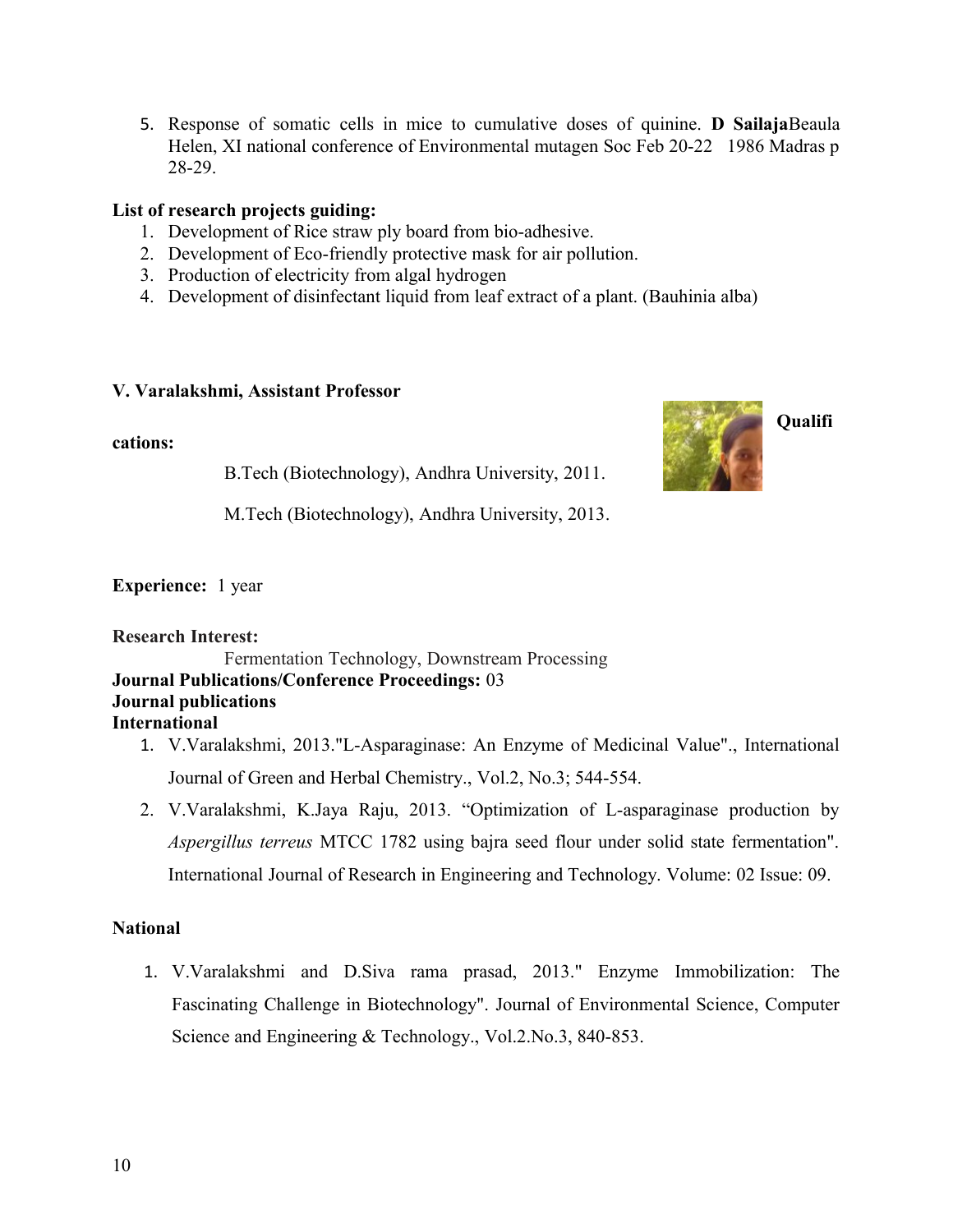5. Response of somatic cells in mice to cumulative doses of quinine. **D Sailaja**Beaula Helen, XI national conference of Environmental mutagen Soc Feb 20-22 1986 Madras p 28-29.

**List of research projects guiding:**

1. Development of Rice straw ply board from bio-adhesive.
2. Development of Eco-friendly protective mask for air pollution.
3. Production of electricity from algal hydrogen
4. Development of disinfectant liquid from leaf extract of a plant. (Bauhinia alba)

**V. Varalakshmi, Assistant Professor**

**Qualifications:**

B.Tech (Biotechnology), Andhra University, 2011.

M.Tech (Biotechnology), Andhra University, 2013.

**Experience:** 1 year

**Research Interest:**

Fermentation Technology, Downstream Processing

**Journal Publications/Conference Proceedings:** 03

**Journal publications**

**International**

1. V.Varalakshmi, 2013."L-Asparaginase: An Enzyme of Medicinal Value"., International Journal of Green and Herbal Chemistry., Vol.2, No.3; 544-554.
2. V.Varalakshmi, K.Jaya Raju, 2013. "Optimization of L-asparaginase production by *Aspergillus terreus* MTCC 1782 using bajra seed flour under solid state fermentation". International Journal of Research in Engineering and Technology. Volume: 02 Issue: 09.

**National**

1. V.Varalakshmi and D.Siva rama prasad, 2013." Enzyme Immobilization: The Fascinating Challenge in Biotechnology". Journal of Environmental Science, Computer Science and Engineering & Technology., Vol.2.No.3, 840-853.